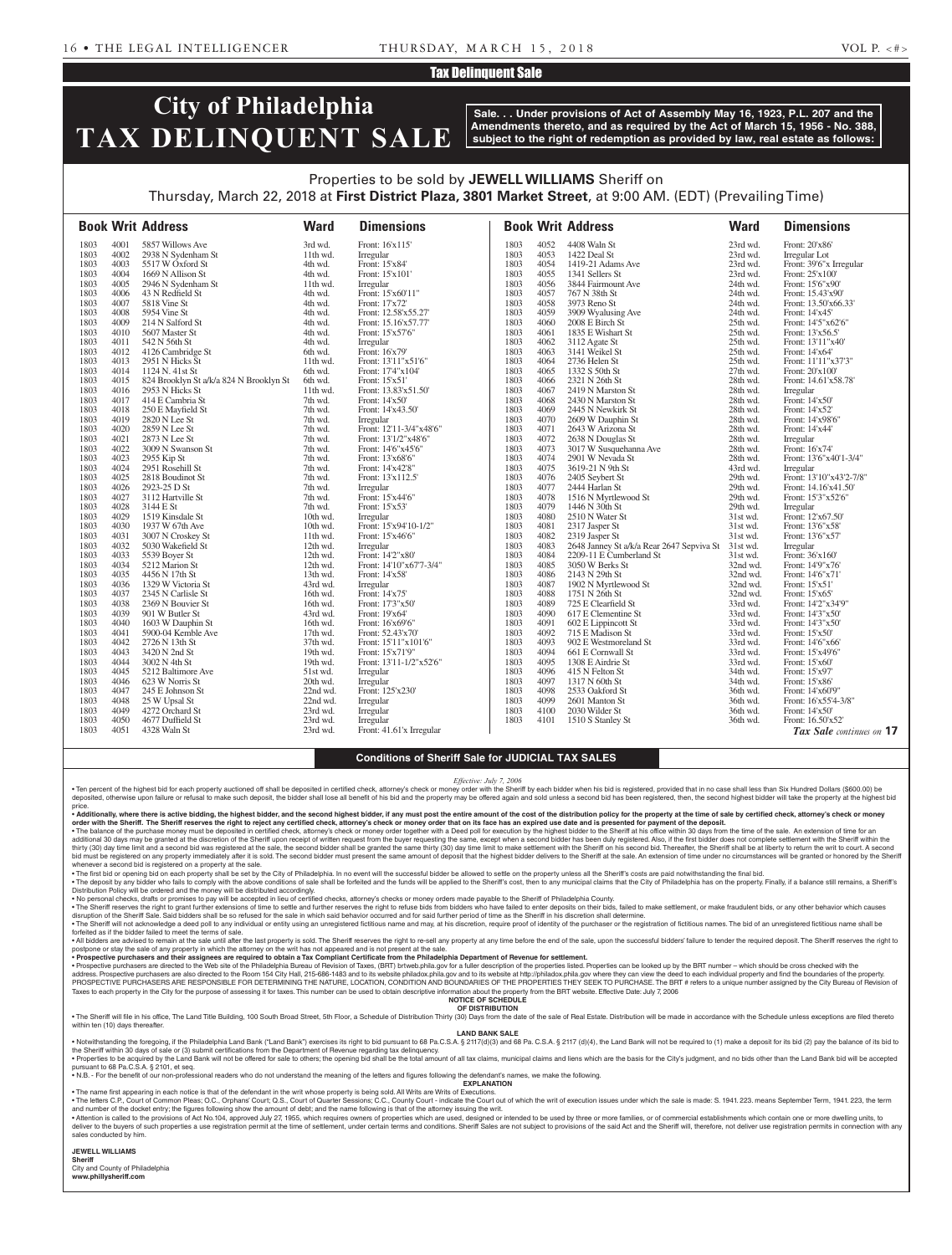## Tax Delinquent Sale

# City of Philadelphia TAX DELINQUENT SALE

**Sale. . . Under provisions of Act of Assembly May 16, 1923, P.L. 207 and the Amendments thereto, and as required by the Act of March 15, 1956 - No. 388, subject to the right of redemption as provided by law, real estate as follows:**

Properties to be sold by **JEWELL WILLIAMS** Sheriff on
Thursday, March 22, 2018 at **First District Plaza, 3801 Market Street**, at 9:00 AM. (EDT) (Prevailing Time)

| Book | Writ | Address | Ward | Dimensions |
|---|---|---|---|---|
| 1803 | 4001 | 5857 Willows Ave | 3rd wd. | Front: 16'x115' |
| 1803 | 4002 | 2938 N Sydenham St | 11th wd. | Irregular |
| 1803 | 4003 | 5517 W Oxford St | 4th wd. | Front: 15'x84' |
| 1803 | 4004 | 1669 N Allison St | 4th wd. | Front: 15'x101' |
| 1803 | 4005 | 2946 N Sydenham St | 11th wd. | Irregular |
| 1803 | 4006 | 43 N Redfield St | 4th wd. | Front: 15'x60'11" |
| 1803 | 4007 | 5818 Vine St | 4th wd. | Front: 17'x72' |
| 1803 | 4008 | 5954 Vine St | 4th wd. | Front: 12.58'x55.27' |
| 1803 | 4009 | 214 N Salford St | 4th wd. | Front: 15.16'x57.77' |
| 1803 | 4010 | 5607 Master St | 4th wd. | Front: 15'x57'6" |
| 1803 | 4011 | 542 N 56th St | 4th wd. | Irregular |
| 1803 | 4012 | 4126 Cambridge St | 6th wd. | Front: 16'x79' |
| 1803 | 4013 | 2951 N Hicks St | 11th wd. | Front: 13'11"x51'6" |
| 1803 | 4014 | 1124 N. 41st St | 6th wd. | Front: 17'4"x104' |
| 1803 | 4015 | 824 Brooklyn St a/k/a 824 N Brooklyn St | 6th wd. | Front: 15'x51' |
| 1803 | 4016 | 2953 N Hicks St | 11th wd. | Front: 13.83'x51.50' |
| 1803 | 4017 | 414 E Cambria St | 7th wd. | Front: 14'x50' |
| 1803 | 4018 | 250 E Mayfield St | 7th wd. | Front: 14'x43.50' |
| 1803 | 4019 | 2820 N Lee St | 7th wd. | Irregular |
| 1803 | 4020 | 2859 N Lee St | 7th wd. | Front: 12'11-3/4"x48'6" |
| 1803 | 4021 | 2873 N Lee St | 7th wd. | Front: 13'1/2"x48'6" |
| 1803 | 4022 | 3009 N Swanson St | 7th wd. | Front: 14'6"x45'6" |
| 1803 | 4023 | 2955 Kip St | 7th wd. | Front: 13'x68'6" |
| 1803 | 4024 | 2951 Rosehill St | 7th wd. | Front: 14'x42'8" |
| 1803 | 4025 | 2818 Boudinot St | 7th wd. | Front: 13'x112.5' |
| 1803 | 4026 | 2923-25 D St | 7th wd. | Irregular |
| 1803 | 4027 | 3112 Hartville St | 7th wd. | Front: 15'x44'6" |
| 1803 | 4028 | 3144 E St | 7th wd. | Front: 15'x53' |
| 1803 | 4029 | 1519 Kinsdale St | 10th wd. | Irregular |
| 1803 | 4030 | 1937 W 67th Ave | 10th wd. | Front: 15'x94'10-1/2" |
| 1803 | 4031 | 3007 N Croskey St | 11th wd. | Front: 15'x46'6" |
| 1803 | 4032 | 5030 Wakefield St | 12th wd. | Irregular |
| 1803 | 4033 | 5539 Boyer St | 12th wd. | Front: 14'2"x80' |
| 1803 | 4034 | 5212 Marion St | 12th wd. | Front: 14'10"x67'7-3/4" |
| 1803 | 4035 | 4456 N 17th St | 13th wd. | Front: 14'x58' |
| 1803 | 4036 | 1329 W Victoria St | 43rd wd. | Irregular |
| 1803 | 4037 | 2345 N Carlisle St | 16th wd. | Front: 14'x75' |
| 1803 | 4038 | 2369 N Bouvier St | 16th wd. | Front: 17'3"x50' |
| 1803 | 4039 | 901 W Butler St | 43rd wd. | Front: 19'x64' |
| 1803 | 4040 | 1603 W Dauphin St | 16th wd. | Front: 16'x69'6" |
| 1803 | 4041 | 5900-04 Kemble Ave | 17th wd. | Front: 52.43'x70' |
| 1803 | 4042 | 2726 N 13th St | 37th wd. | Front: 15'11"x101'6" |
| 1803 | 4043 | 3420 N 2nd St | 19th wd. | Front: 15'x71'9" |
| 1803 | 4044 | 3002 N 4th St | 19th wd. | Front: 13'11-1/2"x52'6" |
| 1803 | 4045 | 5212 Baltimore Ave | 51st wd. | Irregular |
| 1803 | 4046 | 623 W Norris St | 20th wd. | Irregular |
| 1803 | 4047 | 245 E Johnson St | 22nd wd. | Front: 125'x230' |
| 1803 | 4048 | 25 W Upsal St | 22nd wd. | Irregular |
| 1803 | 4049 | 4272 Orchard St | 23rd wd. | Irregular |
| 1803 | 4050 | 4677 Duffield St | 23rd wd. | Irregular |
| 1803 | 4051 | 4328 Waln St | 23rd wd. | Front: 41.61'x Irregular |
| 1803 | 4052 | 4408 Waln St | 23rd wd. | Front: 20'x86' |
| 1803 | 4053 | 1422 Deal St | 23rd wd. | Irregular Lot |
| 1803 | 4054 | 1419-21 Adams Ave | 23rd wd. | Front: 39'6"x Irregular |
| 1803 | 4055 | 1341 Sellers St | 23rd wd. | Front: 25'x100' |
| 1803 | 4056 | 3844 Fairmount Ave | 24th wd. | Front: 15'6"x90' |
| 1803 | 4057 | 767 N 38th St | 24th wd. | Front: 15.43'x90' |
| 1803 | 4058 | 3973 Reno St | 24th wd. | Front: 13.50'x66.33' |
| 1803 | 4059 | 3909 Wyalusing Ave | 24th wd. | Front: 14'x45' |
| 1803 | 4060 | 2008 E Birch St | 25th wd. | Front: 14'5"x62'6" |
| 1803 | 4061 | 1835 E Wishart St | 25th wd. | Front: 13'x56.5' |
| 1803 | 4062 | 3112 Agate St | 25th wd. | Front: 13'11"x40' |
| 1803 | 4063 | 3141 Weikel St | 25th wd. | Front: 14'x64' |
| 1803 | 4064 | 2736 Helen St | 25th wd. | Front: 11'11"x37'3" |
| 1803 | 4065 | 1332 S 50th St | 27th wd. | Front: 20'x100' |
| 1803 | 4066 | 2321 N 26th St | 28th wd. | Front: 14.61'x58.78' |
| 1803 | 4067 | 2419 N Marston St | 28th wd. | Irregular |
| 1803 | 4068 | 2430 N Marston St | 28th wd. | Front: 14'x50' |
| 1803 | 4069 | 2445 N Newkirk St | 28th wd. | Front: 14'x52' |
| 1803 | 4070 | 2609 W Dauphin St | 28th wd. | Front: 14'x98'6" |
| 1803 | 4071 | 2643 W Arizona St | 28th wd. | Front: 14'x44' |
| 1803 | 4072 | 2638 N Douglas St | 28th wd. | Irregular |
| 1803 | 4073 | 3017 W Susquehanna Ave | 28th wd. | Front: 16'x74' |
| 1803 | 4074 | 2901 W Nevada St | 28th wd. | Front: 13'6"x40'1-3/4" |
| 1803 | 4075 | 3619-21 N 9th St | 43rd wd. | Irregular |
| 1803 | 4076 | 2405 Seybert St | 29th wd. | Front: 13'10"x43'2-7/8" |
| 1803 | 4077 | 2444 Harlan St | 29th wd. | Front: 14.16'x41.50' |
| 1803 | 4078 | 1516 N Myrtlewood St | 29th wd. | Front: 15'3"x52'6" |
| 1803 | 4079 | 1446 N 30th St | 29th wd. | Irregular |
| 1803 | 4080 | 2510 N Water St | 31st wd. | Front: 12'x67.50' |
| 1803 | 4081 | 2317 Jasper St | 31st wd. | Front: 13'6"x58' |
| 1803 | 4082 | 2319 Jasper St | 31st wd. | Front: 13'6"x57' |
| 1803 | 4083 | 2648 Janney St a/k/a Rear 2647 Sepviva St | 31st wd. | Irregular |
| 1803 | 4084 | 2209-11 E Cumberland St | 31st wd. | Front: 36'x160' |
| 1803 | 4085 | 3050 W Berks St | 32nd wd. | Front: 14'9"x76' |
| 1803 | 4086 | 2143 N 29th St | 32nd wd. | Front: 14'6"x71' |
| 1803 | 4087 | 1902 N Myrtlewood St | 32nd wd. | Front: 15'x51' |
| 1803 | 4088 | 1751 N 26th St | 32nd wd. | Front: 15'x65' |
| 1803 | 4089 | 725 E Clearfield St | 33rd wd. | Front: 14'2"x34'9" |
| 1803 | 4090 | 617 E Clementine St | 33rd wd. | Front: 14'3"x50' |
| 1803 | 4091 | 602 E Lippincott St | 33rd wd. | Front: 14'3"x50' |
| 1803 | 4092 | 715 E Madison St | 33rd wd. | Front: 15'x50' |
| 1803 | 4093 | 902 E Westmoreland St | 33rd wd. | Front: 14'6"x66' |
| 1803 | 4094 | 661 E Cornwall St | 33rd wd. | Front: 15'x49'6" |
| 1803 | 4095 | 1308 E Airdrie St | 33rd wd. | Front: 15'x60' |
| 1803 | 4096 | 415 N Felton St | 34th wd. | Front: 15'x97' |
| 1803 | 4097 | 1317 N 60th St | 34th wd. | Front: 15'x86' |
| 1803 | 4098 | 2533 Oakford St | 36th wd. | Front: 14'x60'9" |
| 1803 | 4099 | 2601 Manton St | 36th wd. | Front: 16'x55'4-3/8" |
| 1803 | 4100 | 2030 Wilder St | 36th wd. | Front: 14'x50' |
| 1803 | 4101 | 1510 S Stanley St | 36th wd. | Front: 16.50'x52' |

*Tax Sale continues on* **17**

### Conditions of Sheriff Sale for JUDICIAL TAX SALES

*Effective: July 7, 2006*

• Ten percent of the highest bid for each property auctioned off shall be deposited in certified check, attorney's check or money order with the Sheriff by each bidder when his bid is registered, provided that in no case shall less than Six Hundred Dollars ($600.00) be deposited, otherwise upon failure or refusal to make such deposit, the bidder shall lose all benefit of his bid and the property may be offered again and sold unless a second bid has been registered, then, the second highest bidder will take the property at the highest bid price.

• **Additionally, where there is active bidding, the highest bidder, and the second highest bidder, if any must post the entire amount of the cost of the distribution policy for the property at the time of sale by certified check, attorney's check or money order with the Sheriff. The Sheriff reserves the right to reject any certified check, attorney's check or money order that on its face has an expired use date and is presented for payment of the deposit.**

• The balance of the purchase money must be deposited in certified check, attorney's check or money order together with a Deed poll for execution by the highest bidder to the Sheriff at his office within 30 days from the time of the sale. An extension of time for an additional 30 days may be granted at the discretion of the Sheriff upon receipt of written request from the buyer requesting the same, except when a second bidder has been duly registered. Also, if the first bidder does not complete settlement with the Sheriff within the thirty (30) day time limit and a second bid was registered at the sale, the second bidder shall be granted the same thirty (30) day time limit to make settlement with the Sheriff on his second bid. Thereafter, the Sheriff shall be at liberty to return the writ to court. A second bid must be registered on any property immediately after it is sold. The second bidder must present the same amount of deposit that the highest bidder delivers to the Sheriff at the sale. An extension of time under no circumstances will be granted or honored by the Sheriff whenever a second bid is registered on a property at the sale.

• The first bid or opening bid on each property shall be set by the City of Philadelphia. In no event will the successful bidder be allowed to settle on the property unless all the Sheriff's costs are paid notwithstanding the final bid.

• The deposit by any bidder who fails to comply with the above conditions of sale shall be forfeited and the funds will be applied to the Sheriff's cost, then to any municipal claims that the City of Philadelphia has on the property. Finally, if a balance still remains, a Sheriff's Distribution Policy will be ordered and the money will be distributed accordingly.

• No personal checks, drafts or promises to pay will be accepted in lieu of certified checks, attorney's checks or money orders made payable to the Sheriff of Philadelphia County.

• The Sheriff reserves the right to grant further extensions of time to settle and further reserves the right to refuse bids from bidders who have failed to enter deposits on their bids, failed to make settlement, or make fraudulent bids, or any other behavior which causes disruption of the Sheriff Sale. Said bidders shall be so refused for the sale in which said behavior occurred and for said further period of time as the Sheriff in his discretion shall determine.

• The Sheriff will not acknowledge a deed poll to any individual or entity using an unregistered fictitious name and may, at his discretion, require proof of identity of the purchaser or the registration of fictitious names. The bid of an unregistered fictitious name shall be forfeited as if the bidder failed to meet the terms of sale.

• All bidders are advised to remain at the sale until after the last property is sold. The Sheriff reserves the right to re-sell any property at any time before the end of the sale, upon the successful bidders' failure to tender the required deposit. The Sheriff reserves the right to postpone or stay the sale of any property in which the attorney on the writ has not appeared and is not present at the sale.

• **Prospective purchasers and their assignees are required to obtain a Tax Compliant Certificate from the Philadelphia Department of Revenue for settlement.**

• Prospective purchasers are directed to the Web site of the Philadelphia Bureau of Revision of Taxes, (BRT) brtweb.phila.gov for a fuller description of the properties listed. Properties can be looked up by the BRT number – which should be cross checked with the address. Prospective purchasers are also directed to the Room 154 City Hall, 215-686-1483 and to its website philadox.phila.gov and to its website at http://philadox.phila.gov where they can view the deed to each individual property and find the boundaries of the property. PROSPECTIVE PURCHASERS ARE RESPONSIBLE FOR DETERMINING THE NATURE, LOCATION, CONDITION AND BOUNDARIES OF THE PROPERTIES THEY SEEK TO PURCHASE. The BRT # refers to a unique number assigned by the City Bureau of Revision of Taxes to each property in the City for the purpose of assessing it for taxes. This number can be used to obtain descriptive information about the property from the BRT website. Effective Date: July 7, 2006

**NOTICE OF SCHEDULE OF DISTRIBUTION**

• The Sheriff will file in his office, The Land Title Building, 100 South Broad Street, 5th Floor, a Schedule of Distribution Thirty (30) Days from the date of the sale of Real Estate. Distribution will be made in accordance with the Schedule unless exceptions are filed thereto within ten (10) days thereafter.

**LAND BANK SALE**

• Notwithstanding the foregoing, if the Philadelphia Land Bank ("Land Bank") exercises its right to bid pursuant to 68 Pa.C.S.A. § 2117(d)(3) and 68 Pa. C.S.A. § 2117 (d)(4), the Land Bank will not be required to (1) make a deposit for its bid (2) pay the balance of its bid to the Sheriff within 30 days of sale or (3) submit certifications from the Department of Revenue regarding tax delinquency.

• Properties to be acquired by the Land Bank will not be offered for sale to others; the opening bid shall be the total amount of all tax claims, municipal claims and liens which are the basis for the City's judgment, and no bids other than the Land Bank bid will be accepted pursuant to 68 Pa.C.S.A. § 2101, et seq.

• N.B. - For the benefit of our non-professional readers who do not understand the meaning of the letters and figures following the defendant's names, we make the following.

**EXPLANATION**

• The name first appearing in each notice is that of the defendant in the writ whose property is being sold. All Writs are Writs of Executions.

• The letters C.P., Court of Common Pleas; O.C., Orphans' Court; Q.S., Court of Quarter Sessions; C.C., County Court - indicate the Court out of which the writ of execution issues under which the sale is made: S. 1941. 223. means September Term, 1941. 223, the term and number of the docket entry; the figures following show the amount of debt; and the name following is that of the attorney issuing the writ.

• Attention is called to the provisions of Act No.104, approved July 27, 1955, which requires owners of properties which are used, designed or intended to be used by three or more families, or of commercial establishments which contain one or more dwelling units, to deliver to the buyers of such properties a use registration permit at the time of settlement, under certain terms and conditions. Sheriff Sales are not subject to provisions of the said Act and the Sheriff will, therefore, not deliver use registration permits in connection with any sales conducted by him.

**JEWELL WILLIAMS**
**Sheriff**
City and County of Philadelphia
**www.phillysheriff.com**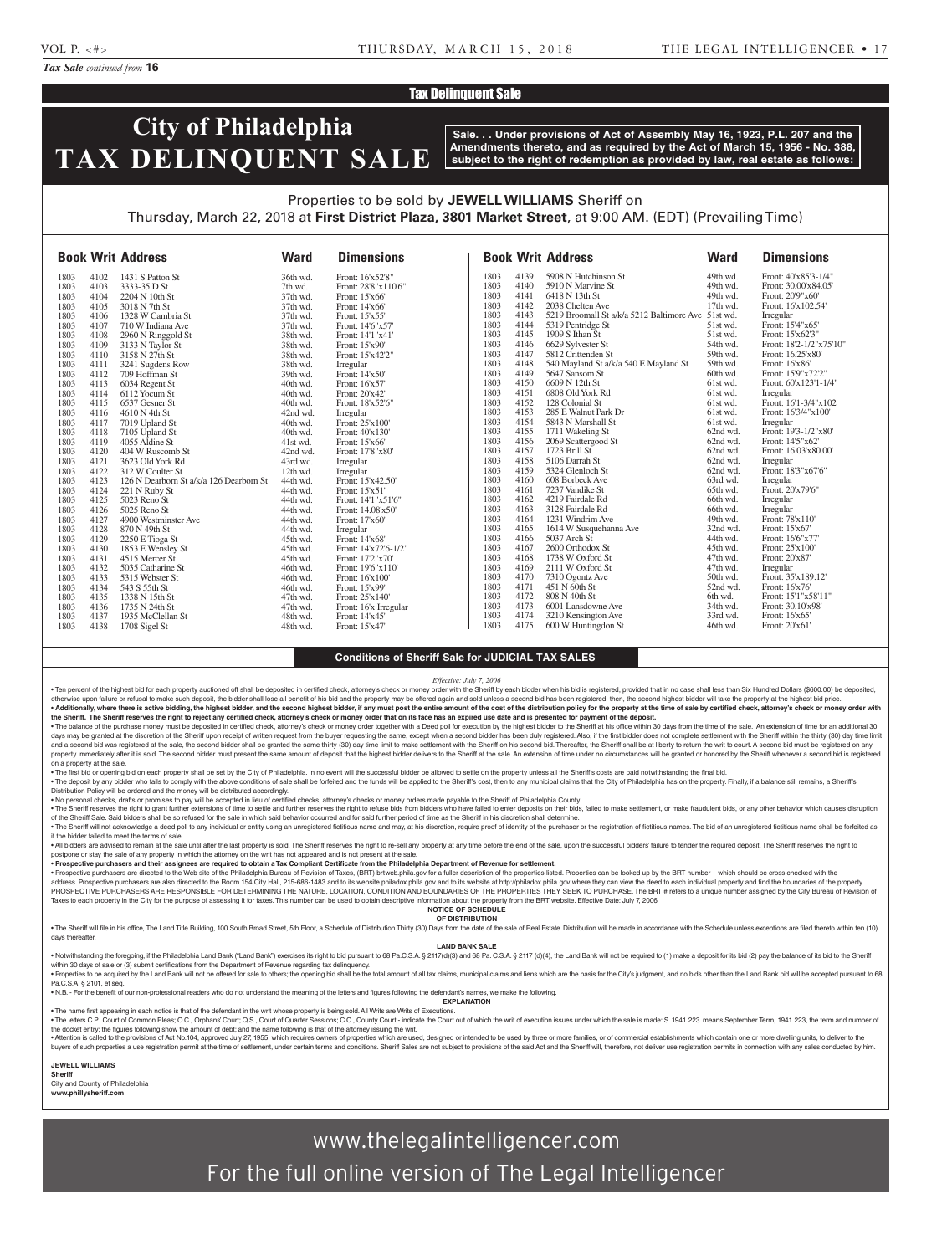*Tax Sale continued from* **16**

Tax Delinquent Sale

# City of Philadelphia TAX DELINQUENT SALE

**Sale. . . Under provisions of Act of Assembly May 16, 1923, P.L. 207 and the Amendments thereto, and as required by the Act of March 15, 1956 - No. 388, subject to the right of redemption as provided by law, real estate as follows:**

Properties to be sold by **JEWELL WILLIAMS** Sheriff on
Thursday, March 22, 2018 at **First District Plaza, 3801 Market Street**, at 9:00 AM. (EDT) (Prevailing Time)

| Book | Writ | Address | Ward | Dimensions |
|---|---|---|---|---|
| 1803 | 4102 | 1431 S Patton St | 36th wd. | Front: 16'x52'8" |
| 1803 | 4103 | 3333-35 D St | 7th wd. | Front: 28'8"x110'6" |
| 1803 | 4104 | 2204 N 10th St | 37th wd. | Front: 15'x66' |
| 1803 | 4105 | 3018 N 7th St | 37th wd. | Front: 14'x66' |
| 1803 | 4106 | 1328 W Cambria St | 37th wd. | Front: 15'x55' |
| 1803 | 4107 | 710 W Indiana Ave | 37th wd. | Front: 14'6"x57' |
| 1803 | 4108 | 2960 N Ringgold St | 38th wd. | Front: 14'1"x41' |
| 1803 | 4109 | 3133 N Taylor St | 38th wd. | Front: 15'x90' |
| 1803 | 4110 | 3158 N 27th St | 38th wd. | Front: 15'x42'2" |
| 1803 | 4111 | 3241 Sugdens Row | 38th wd. | Irregular |
| 1803 | 4112 | 709 Hoffman St | 39th wd. | Front: 14'x50' |
| 1803 | 4113 | 6034 Regent St | 40th wd. | Front: 16'x57' |
| 1803 | 4114 | 6112 Yocum St | 40th wd. | Front: 20'x42' |
| 1803 | 4115 | 6537 Gesner St | 40th wd. | Front: 18'x52'6" |
| 1803 | 4116 | 4610 N 4th St | 42nd wd. | Irregular |
| 1803 | 4117 | 7019 Upland St | 40th wd. | Front: 25'x100' |
| 1803 | 4118 | 7105 Upland St | 40th wd. | Front: 40'x130' |
| 1803 | 4119 | 4055 Aldine St | 41st wd. | Front: 15'x66' |
| 1803 | 4120 | 404 W Ruscomb St | 42nd wd. | Front: 17'8"x80' |
| 1803 | 4121 | 3623 Old York Rd | 43rd wd. | Irregular |
| 1803 | 4122 | 312 W Coulter St | 12th wd. | Irregular |
| 1803 | 4123 | 126 N Dearborn St a/k/a 126 Dearborn St | 44th wd. | Front: 15'x42.50' |
| 1803 | 4124 | 221 N Ruby St | 44th wd. | Front: 15'x51' |
| 1803 | 4125 | 5023 Reno St | 44th wd. | Front: 14'1"x51'6" |
| 1803 | 4126 | 5025 Reno St | 44th wd. | Front: 14.08'x50' |
| 1803 | 4127 | 4900 Westminster Ave | 44th wd. | Front: 17'x60' |
| 1803 | 4128 | 870 N 49th St | 44th wd. | Irregular |
| 1803 | 4129 | 2250 E Tioga St | 45th wd. | Front: 14'x68' |
| 1803 | 4130 | 1853 E Wensley St | 45th wd. | Front: 14'x72'6-1/2" |
| 1803 | 4131 | 4515 Mercer St | 45th wd. | Front: 17'2"x70' |
| 1803 | 4132 | 5035 Catharine St | 46th wd. | Front: 19'6"x110' |
| 1803 | 4133 | 5315 Webster St | 46th wd. | Front: 16'x100' |
| 1803 | 4134 | 543 S 55th St | 46th wd. | Front: 15'x99' |
| 1803 | 4135 | 1338 N 15th St | 47th wd. | Front: 25'x140' |
| 1803 | 4136 | 1735 N 24th St | 47th wd. | Front: 16'x Irregular |
| 1803 | 4137 | 1935 McClellan St | 48th wd. | Front: 14'x45' |
| 1803 | 4138 | 1708 Sigel St | 48th wd. | Front: 15'x47' |
| 1803 | 4139 | 5908 N Hutchinson St | 49th wd. | Front: 40'x85'3-1/4" |
| 1803 | 4140 | 5910 N Marvine St | 49th wd. | Front: 30.00'x84.05' |
| 1803 | 4141 | 6418 N 13th St | 49th wd. | Front: 20'9"x60' |
| 1803 | 4142 | 2038 Chelten Ave | 17th wd. | Front: 16'x102.54' |
| 1803 | 4143 | 5219 Broomall St a/k/a 5212 Baltimore Ave | 51st wd. | Irregular |
| 1803 | 4144 | 5319 Pentridge St | 51st wd. | Front: 15'4"x65' |
| 1803 | 4145 | 1909 S Ithan St | 51st wd. | Front: 15'x62'3" |
| 1803 | 4146 | 6629 Sylvester St | 54th wd. | Front: 18'2-1/2"x75'10" |
| 1803 | 4147 | 5812 Crittenden St | 59th wd. | Front: 16.25'x80' |
| 1803 | 4148 | 540 Mayland St a/k/a 540 E Mayland St | 59th wd. | Front: 16'x86' |
| 1803 | 4149 | 5647 Sansom St | 60th wd. | Front: 15'9"x72'2" |
| 1803 | 4150 | 6609 N 12th St | 61st wd. | Front: 60'x123'1-1/4" |
| 1803 | 4151 | 6808 Old York Rd | 61st wd. | Irregular |
| 1803 | 4152 | 128 Colonial St | 61st wd. | Front: 16'1-3/4"x102' |
| 1803 | 4153 | 285 E Walnut Park Dr | 61st wd. | Front: 16'3/4"x100' |
| 1803 | 4154 | 5843 N Marshall St | 61st wd. | Irregular |
| 1803 | 4155 | 1711 Wakeling St | 62nd wd. | Front: 19'3-1/2"x80' |
| 1803 | 4156 | 2069 Scattergood St | 62nd wd. | Front: 14'5"x62' |
| 1803 | 4157 | 1723 Brill St | 62nd wd. | Front: 16.03'x80.00' |
| 1803 | 4158 | 5106 Darrah St | 62nd wd. | Irregular |
| 1803 | 4159 | 5324 Glenloch St | 62nd wd. | Front: 18'3"x67'6" |
| 1803 | 4160 | 608 Borbeck Ave | 63rd wd. | Irregular |
| 1803 | 4161 | 7237 Vandike St | 65th wd. | Front: 20'x79'6" |
| 1803 | 4162 | 4219 Fairdale Rd | 66th wd. | Irregular |
| 1803 | 4163 | 3128 Fairdale Rd | 66th wd. | Irregular |
| 1803 | 4164 | 1231 Windrim Ave | 49th wd. | Front: 78'x110' |
| 1803 | 4165 | 1614 W Susquehanna Ave | 32nd wd. | Front: 15'x67' |
| 1803 | 4166 | 5037 Arch St | 44th wd. | Front: 16'6"x77' |
| 1803 | 4167 | 2600 Orthodox St | 45th wd. | Front: 25'x100' |
| 1803 | 4168 | 1738 W Oxford St | 47th wd. | Front: 20'x87' |
| 1803 | 4169 | 2111 W Oxford St | 47th wd. | Irregular |
| 1803 | 4170 | 7310 Ogontz Ave | 50th wd. | Front: 35'x189.12' |
| 1803 | 4171 | 451 N 60th St | 52nd wd. | Front: 16'x76' |
| 1803 | 4172 | 808 N 40th St | 6th wd. | Front: 15'1"x58'11" |
| 1803 | 4173 | 6001 Lansdowne Ave | 34th wd. | Front: 30.10'x98' |
| 1803 | 4174 | 3210 Kensington Ave | 33rd wd. | Front: 16'x65' |
| 1803 | 4175 | 600 W Huntingdon St | 46th wd. | Front: 20'x61' |

## Conditions of Sheriff Sale for JUDICIAL TAX SALES

*Effective: July 7, 2006*

• Ten percent of the highest bid for each property auctioned off shall be deposited in certified check, attorney's check or money order with the Sheriff by each bidder when his bid is registered, provided that in no case shall less than Six Hundred Dollars ($600.00) be deposited, otherwise upon failure or refusal to make such deposit, the bidder shall lose all benefit of his bid and the property may be offered again and sold unless a second bid has been registered, then, the second highest bidder will take the property at the highest bid price.

• **Additionally, where there is active bidding, the highest bidder, and the second highest bidder, if any must post the entire amount of the cost of the distribution policy for the property at the time of sale by certified check, attorney's check or money order with the Sheriff. The Sheriff reserves the right to reject any certified check, attorney's check or money order that on its face has an expired use date and is presented for payment of the deposit.**

• The balance of the purchase money must be deposited in certified check, attorney's check or money order together with a Deed poll for execution by the highest bidder to the Sheriff at his office within 30 days from the time of the sale. An extension of time for an additional 30 days may be granted at the discretion of the Sheriff upon receipt of written request from the buyer requesting the same, except when a second bidder has been duly registered. Also, if the first bidder does not complete settlement with the Sheriff within the thirty (30) day time limit and a second bid was registered at the sale, the second bidder shall be granted the same thirty (30) day time limit to make settlement with the Sheriff on his second bid. Thereafter, the Sheriff shall be at liberty to return the writ to court. A second bid must be registered on any property immediately after it is sold. The second bidder must present the same amount of deposit that the highest bidder delivers to the Sheriff at the sale. An extension of time under no circumstances will be granted or honored by the Sheriff whenever a second bid is registered on a property at the sale.

• The first bid or opening bid on each property shall be set by the City of Philadelphia. In no event will the successful bidder be allowed to settle on the property unless all the Sheriff's costs are paid notwithstanding the final bid.

• The deposit by any bidder who fails to comply with the above conditions of sale shall be forfeited and the funds will be applied to the Sheriff's cost, then to any municipal claims that the City of Philadelphia has on the property. Finally, if a balance still remains, a Sheriff's Distribution Policy will be ordered and the money will be distributed accordingly.

• No personal checks, drafts or promises to pay will be accepted in lieu of certified checks, attorney's checks or money orders made payable to the Sheriff of Philadelphia County.

• The Sheriff reserves the right to grant further extensions of time to settle and further reserves the right to refuse bids from bidders who have failed to enter deposits on their bids, failed to make settlement, or make fraudulent bids, or any other behavior which causes disruption of the Sheriff Sale. Said bidders shall be so refused for the sale in which said behavior occurred and for said further period of time as the Sheriff in his discretion shall determine.

• The Sheriff will not acknowledge a deed poll to any individual or entity using an unregistered fictitious name and may, at his discretion, require proof of identity of the purchaser or the registration of fictitious names. The bid of an unregistered fictitious name shall be forfeited as if the bidder failed to meet the terms of sale.

• All bidders are advised to remain at the sale until after the last property is sold. The Sheriff reserves the right to re-sell any property at any time before the end of the sale, upon the successful bidders' failure to tender the required deposit. The Sheriff reserves the right to postpone or stay the sale of any property in which the attorney on the writ has not appeared and is not present at the sale.

• **Prospective purchasers and their assignees are required to obtain a Tax Compliant Certificate from the Philadelphia Department of Revenue for settlement.**

• Prospective purchasers are directed to the Web site of the Philadelphia Bureau of Revision of Taxes, (BRT) brtweb.phila.gov for a fuller description of the properties listed. Properties can be looked up by the BRT number – which should be cross checked with the address. Prospective purchasers are also directed to the Room 154 City Hall, 215-686-1483 and to its website philadox.phila.gov and to its website at http://philadox.phila.gov where they can view the deed to each individual property and find the boundaries of the property. PROSPECTIVE PURCHASERS ARE RESPONSIBLE FOR DETERMINING THE NATURE, LOCATION, CONDITION AND BOUNDARIES OF THE PROPERTIES THEY SEEK TO PURCHASE. The BRT # refers to a unique number assigned by the City Bureau of Revision of Taxes to each property in the City for the purpose of assessing it for taxes. This number can be used to obtain descriptive information about the property from the BRT website. Effective Date: July 7, 2006

**NOTICE OF SCHEDULE OF DISTRIBUTION**

• The Sheriff will file in his office, The Land Title Building, 100 South Broad Street, 5th Floor, a Schedule of Distribution Thirty (30) Days from the date of the sale of Real Estate. Distribution will be made in accordance with the Schedule unless exceptions are filed thereto within ten (10) days thereafter.

**LAND BANK SALE**

• Notwithstanding the foregoing, if the Philadelphia Land Bank ("Land Bank") exercises its right to bid pursuant to 68 Pa.C.S.A. § 2117(d)(3) and 68 Pa. C.S.A. § 2117 (d)(4), the Land Bank will not be required to (1) make a deposit for its bid (2) pay the balance of its bid to the Sheriff within 30 days of sale or (3) submit certifications from the Department of Revenue regarding tax delinquency.

• Properties to be acquired by the Land Bank will not be offered for sale to others; the opening bid shall be the total amount of all tax claims, municipal claims and liens which are the basis for the City's judgment, and no bids other than the Land Bank bid will be accepted pursuant to 68 Pa.C.S.A. § 2101, et seq.

• N.B. - For the benefit of our non-professional readers who do not understand the meaning of the letters and figures following the defendant's names, we make the following.

**EXPLANATION**

• The name first appearing in each notice is that of the defendant in the writ whose property is being sold. All Writs are Writs of Executions.

• The letters C.P., Court of Common Pleas; O.C., Orphans' Court; Q.S., Court of Quarter Sessions; C.C., County Court - indicate the Court out of which the writ of execution issues under which the sale is made: S. 1941.223. means September Term, 1941. 223, the term and number of the docket entry; the figures following show the amount of debt; and the name following is that of the attorney issuing the writ.

• Attention is called to the provisions of Act No.104, approved July 27, 1955, which requires owners of properties which are used, designed or intended to be used by three or more families, or of commercial establishments which contain one or more dwelling units, to deliver to the buyers of such properties a use registration permit at the time of settlement, under certain terms and conditions. Sheriff Sales are not subject to provisions of the said Act and the Sheriff will, therefore, not deliver use registration permits in connection with any sales conducted by him.

**JEWELL WILLIAMS**
**Sheriff**
City and County of Philadelphia
**www.phillysheriff.com**

www.thelegalintelligencer.com
For the full online version of The Legal Intelligencer